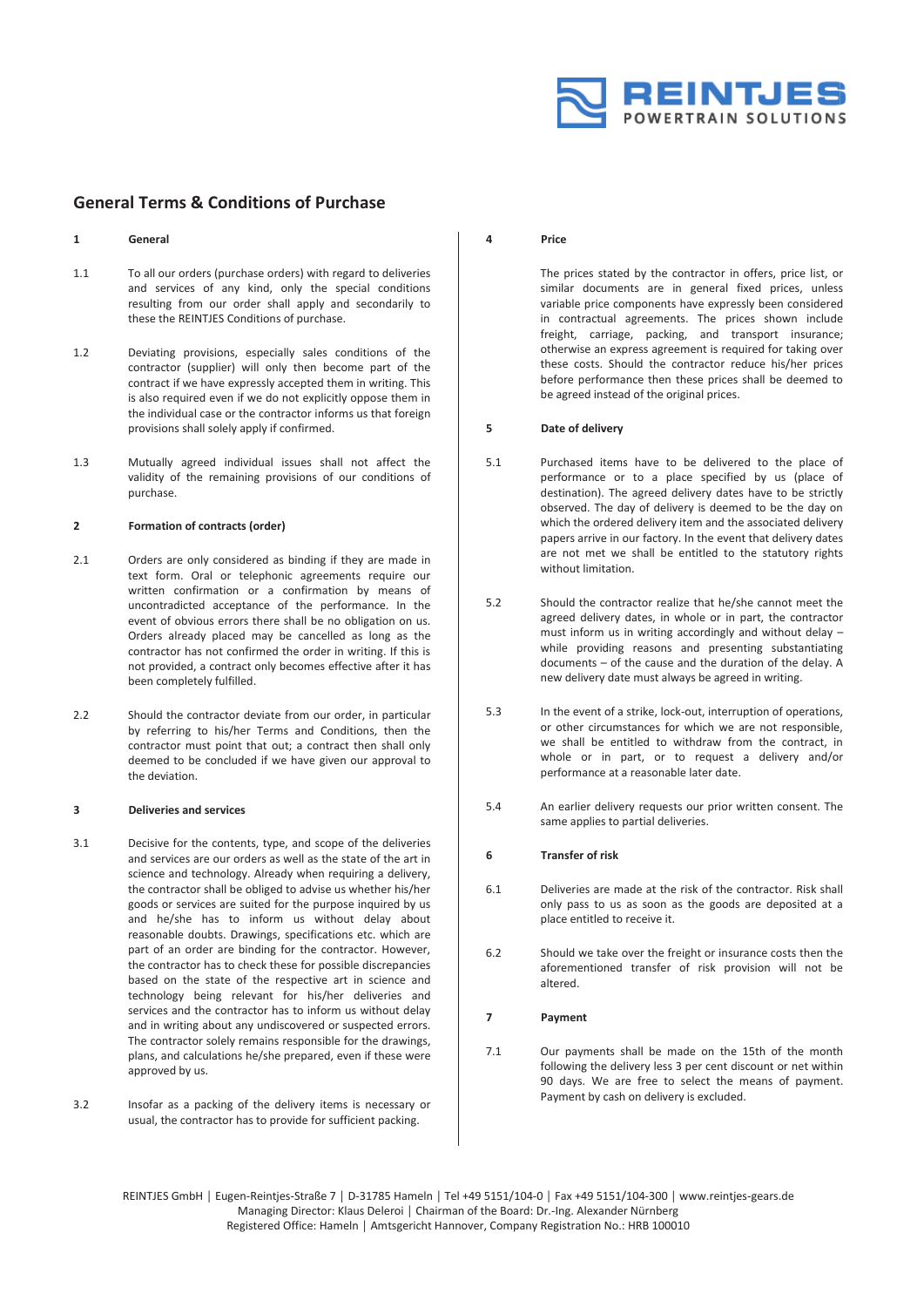# General Terms & Conditions of Purchase

## 1 General

1.1 To all our orders (purchase orders) with regard to deliveries and services of any kind, only the special conditions resulting from our order shall apply and secondarily to these the REINTJES Conditions of purchase.

1.2 Deviating provisions, especially sales conditions of the contractor (supplier) will only then become part of the contract if we have expressly accepted them in writing. This is also required even if we do not explicitly oppose them in the individual case or the contractor informs us that foreign provisions shall solely apply if confirmed.

1.3 Mutually agreed individual issues shall not affect the validity of the remaining provisions of our conditions of purchase.

## 2 Formation of contracts (order)

2.1 Orders are only considered as binding if they are made in text form. Oral or telephonic agreements require our written confirmation or a confirmation by means of uncontradicted acceptance of the performance. In the event of obvious errors there shall be no obligation on us. Orders already placed may be cancelled as long as the contractor has not confirmed the order in writing. If this is not provided, a contract only becomes effective after it has been completely fulfilled.

2.2 Should the contractor deviate from our order, in particular by referring to his/her Terms and Conditions, then the contractor must point that out; a contract then shall only deemed to be concluded if we have given our approval to the deviation.

## 3 Deliveries and services

3.1 Decisive for the contents, type, and scope of the deliveries and services are our orders as well as the state of the art in science and technology. Already when requiring a delivery, the contractor shall be obliged to advise us whether his/her goods or services are suited for the purpose inquired by us and he/she has to inform us without delay about reasonable doubts. Drawings, specifications etc. which are part of an order are binding for the contractor. However, the contractor has to check these for possible discrepancies based on the state of the respective art in science and technology being relevant for his/her deliveries and services and the contractor has to inform us without delay and in writing about any undiscovered or suspected errors. The contractor solely remains responsible for the drawings, plans, and calculations he/she prepared, even if these were approved by us.

3.2 Insofar as a packing of the delivery items is necessary or usual, the contractor has to provide for sufficient packing.

## 4 Price

The prices stated by the contractor in offers, price list, or similar documents are in general fixed prices, unless variable price components have expressly been considered in contractual agreements. The prices shown include freight, carriage, packing, and transport insurance; otherwise an express agreement is required for taking over these costs. Should the contractor reduce his/her prices before performance then these prices shall be deemed to be agreed instead of the original prices.

## 5 Date of delivery

5.1 Purchased items have to be delivered to the place of performance or to a place specified by us (place of destination). The agreed delivery dates have to be strictly observed. The day of delivery is deemed to be the day on which the ordered delivery item and the associated delivery papers arrive in our factory. In the event that delivery dates are not met we shall be entitled to the statutory rights without limitation.

5.2 Should the contractor realize that he/she cannot meet the agreed delivery dates, in whole or in part, the contractor must inform us in writing accordingly and without delay – while providing reasons and presenting substantiating documents – of the cause and the duration of the delay. A new delivery date must always be agreed in writing.

5.3 In the event of a strike, lock-out, interruption of operations, or other circumstances for which we are not responsible, we shall be entitled to withdraw from the contract, in whole or in part, or to request a delivery and/or performance at a reasonable later date.

5.4 An earlier delivery requests our prior written consent. The same applies to partial deliveries.

## 6 Transfer of risk

6.1 Deliveries are made at the risk of the contractor. Risk shall only pass to us as soon as the goods are deposited at a place entitled to receive it.

6.2 Should we take over the freight or insurance costs then the aforementioned transfer of risk provision will not be altered.

## 7 Payment

7.1 Our payments shall be made on the 15th of the month following the delivery less 3 per cent discount or net within 90 days. We are free to select the means of payment. Payment by cash on delivery is excluded.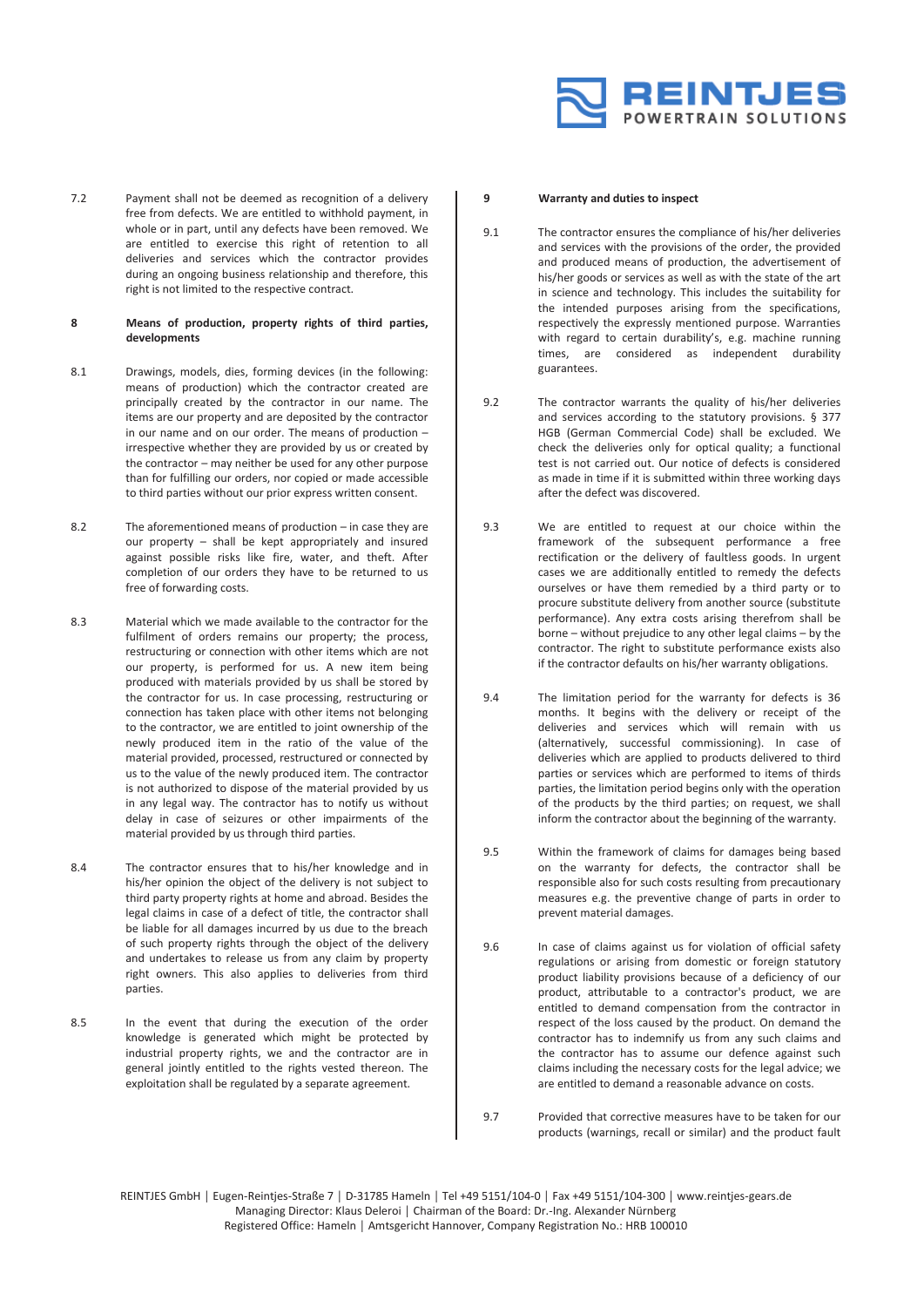7.2 Payment shall not be deemed as recognition of a delivery free from defects. We are entitled to withhold payment, in whole or in part, until any defects have been removed. We are entitled to exercise this right of retention to all deliveries and services which the contractor provides during an ongoing business relationship and therefore, this right is not limited to the respective contract.

## 8 Means of production, property rights of third parties, developments

8.1 Drawings, models, dies, forming devices (in the following: means of production) which the contractor created are principally created by the contractor in our name. The items are our property and are deposited by the contractor in our name and on our order. The means of production – irrespective whether they are provided by us or created by the contractor – may neither be used for any other purpose than for fulfilling our orders, nor copied or made accessible to third parties without our prior express written consent.

8.2 The aforementioned means of production – in case they are our property – shall be kept appropriately and insured against possible risks like fire, water, and theft. After completion of our orders they have to be returned to us free of forwarding costs.

8.3 Material which we made available to the contractor for the fulfilment of orders remains our property; the process, restructuring or connection with other items which are not our property, is performed for us. A new item being produced with materials provided by us shall be stored by the contractor for us. In case processing, restructuring or connection has taken place with other items not belonging to the contractor, we are entitled to joint ownership of the newly produced item in the ratio of the value of the material provided, processed, restructured or connected by us to the value of the newly produced item. The contractor is not authorized to dispose of the material provided by us in any legal way. The contractor has to notify us without delay in case of seizures or other impairments of the material provided by us through third parties.

8.4 The contractor ensures that to his/her knowledge and in his/her opinion the object of the delivery is not subject to third party property rights at home and abroad. Besides the legal claims in case of a defect of title, the contractor shall be liable for all damages incurred by us due to the breach of such property rights through the object of the delivery and undertakes to release us from any claim by property right owners. This also applies to deliveries from third parties.

8.5 In the event that during the execution of the order knowledge is generated which might be protected by industrial property rights, we and the contractor are in general jointly entitled to the rights vested thereon. The exploitation shall be regulated by a separate agreement.

## 9 Warranty and duties to inspect

9.1 The contractor ensures the compliance of his/her deliveries and services with the provisions of the order, the provided and produced means of production, the advertisement of his/her goods or services as well as with the state of the art in science and technology. This includes the suitability for the intended purposes arising from the specifications, respectively the expressly mentioned purpose. Warranties with regard to certain durability's, e.g. machine running times, are considered as independent durability guarantees.

9.2 The contractor warrants the quality of his/her deliveries and services according to the statutory provisions. § 377 HGB (German Commercial Code) shall be excluded. We check the deliveries only for optical quality; a functional test is not carried out. Our notice of defects is considered as made in time if it is submitted within three working days after the defect was discovered.

9.3 We are entitled to request at our choice within the framework of the subsequent performance a free rectification or the delivery of faultless goods. In urgent cases we are additionally entitled to remedy the defects ourselves or have them remedied by a third party or to procure substitute delivery from another source (substitute performance). Any extra costs arising therefrom shall be borne – without prejudice to any other legal claims – by the contractor. The right to substitute performance exists also if the contractor defaults on his/her warranty obligations.

9.4 The limitation period for the warranty for defects is 36 months. It begins with the delivery or receipt of the deliveries and services which will remain with us (alternatively, successful commissioning). In case of deliveries which are applied to products delivered to third parties or services which are performed to items of thirds parties, the limitation period begins only with the operation of the products by the third parties; on request, we shall inform the contractor about the beginning of the warranty.

9.5 Within the framework of claims for damages being based on the warranty for defects, the contractor shall be responsible also for such costs resulting from precautionary measures e.g. the preventive change of parts in order to prevent material damages.

9.6 In case of claims against us for violation of official safety regulations or arising from domestic or foreign statutory product liability provisions because of a deficiency of our product, attributable to a contractor's product, we are entitled to demand compensation from the contractor in respect of the loss caused by the product. On demand the contractor has to indemnify us from any such claims and the contractor has to assume our defence against such claims including the necessary costs for the legal advice; we are entitled to demand a reasonable advance on costs.

9.7 Provided that corrective measures have to be taken for our products (warnings, recall or similar) and the product fault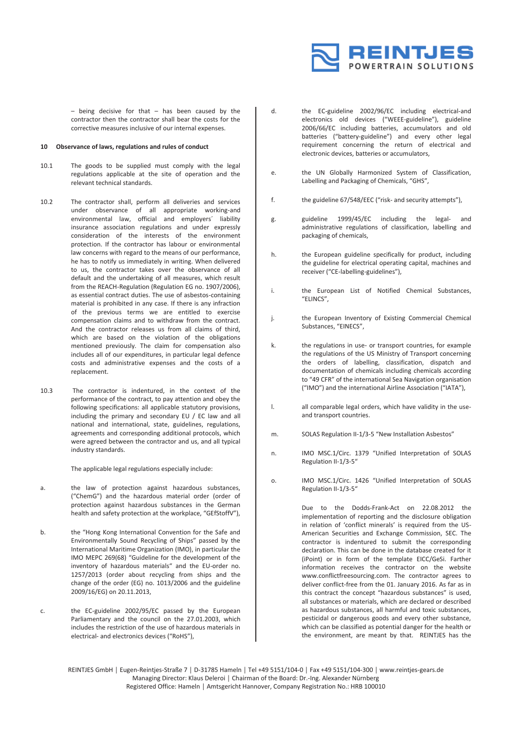– being decisive for that – has been caused by the contractor then the contractor shall bear the costs for the corrective measures inclusive of our internal expenses.

## 10 Observance of laws, regulations and rules of conduct

10.1 The goods to be supplied must comply with the legal regulations applicable at the site of operation and the relevant technical standards.

10.2 The contractor shall, perform all deliveries and services under observance of all appropriate working-and environmental law, official and employers´ liability insurance association regulations and under expressly consideration of the interests of the environment protection. If the contractor has labour or environmental law concerns with regard to the means of our performance, he has to notify us immediately in writing. When delivered to us, the contractor takes over the observance of all default and the undertaking of all measures, which result from the REACH-Regulation (Regulation EG no. 1907/2006), as essential contract duties. The use of asbestos-containing material is prohibited in any case. If there is any infraction of the previous terms we are entitled to exercise compensation claims and to withdraw from the contract. And the contractor releases us from all claims of third, which are based on the violation of the obligations mentioned previously. The claim for compensation also includes all of our expenditures, in particular legal defence costs and administrative expenses and the costs of a replacement.

10.3 The contractor is indentured, in the context of the performance of the contract, to pay attention and obey the following specifications: all applicable statutory provisions, including the primary and secondary EU / EC law and all national and international, state, guidelines, regulations, agreements and corresponding additional protocols, which were agreed between the contractor and us, and all typical industry standards.

The applicable legal regulations especially include:

a. the law of protection against hazardous substances, ("ChemG") and the hazardous material order (order of protection against hazardous substances in the German health and safety protection at the workplace, "GEfStoffV"),

b. the "Hong Kong International Convention for the Safe and Environmentally Sound Recycling of Ships" passed by the International Maritime Organization (IMO), in particular the IMO MEPC 269(68) "Guideline for the development of the inventory of hazardous materials" and the EU-order no. 1257/2013 (order about recycling from ships and the change of the order (EG) no. 1013/2006 and the guideline 2009/16/EG) on 20.11.2013,

c. the EC-guideline 2002/95/EC passed by the European Parliamentary and the council on the 27.01.2003, which includes the restriction of the use of hazardous materials in electrical- and electronics devices ("RoHS"),

d. the EC-guideline 2002/96/EC including electrical-and electronics old devices ("WEEE-guideline"), guideline 2006/66/EC including batteries, accumulators and old batteries ("battery-guideline") and every other legal requirement concerning the return of electrical and electronic devices, batteries or accumulators,

e. the UN Globally Harmonized System of Classification, Labelling and Packaging of Chemicals, "GHS",

f. the guideline 67/548/EEC ("risk- and security attempts"),

g. guideline 1999/45/EC including the legal- and administrative regulations of classification, labelling and packaging of chemicals,

h. the European guideline specifically for product, including the guideline for electrical operating capital, machines and receiver ("CE-labelling-guidelines"),

i. the European List of Notified Chemical Substances, "ELINCS",

j. the European Inventory of Existing Commercial Chemical Substances, "EINECS",

k. the regulations in use- or transport countries, for example the regulations of the US Ministry of Transport concerning the orders of labelling, classification, dispatch and documentation of chemicals including chemicals according to "49 CFR" of the international Sea Navigation organisation ("IMO") and the international Airline Association ("IATA"),

l. all comparable legal orders, which have validity in the use- and transport countries.

m. SOLAS Regulation II-1/3-5 "New Installation Asbestos"

n. IMO MSC.1/Circ. 1379 "Unified Interpretation of SOLAS Regulation II-1/3-5"

o. IMO MSC.1/Circ. 1426 "Unified Interpretation of SOLAS Regulation II-1/3-5"

Due to the Dodds-Frank-Act on 22.08.2012 the implementation of reporting and the disclosure obligation in relation of 'conflict minerals' is required from the US-American Securities and Exchange Commission, SEC. The contractor is indentured to submit the corresponding declaration. This can be done in the database created for it (iPoint) or in form of the template EICC/GeSi. Farther information receives the contractor on the website www.conflictfreesourcing.com. The contractor agrees to deliver conflict-free from the 01. January 2016. As far as in this contract the concept "hazardous substances" is used, all substances or materials, which are declared or described as hazardous substances, all harmful and toxic substances, pesticidal or dangerous goods and every other substance, which can be classified as potential danger for the health or the environment, are meant by that. REINTJES has the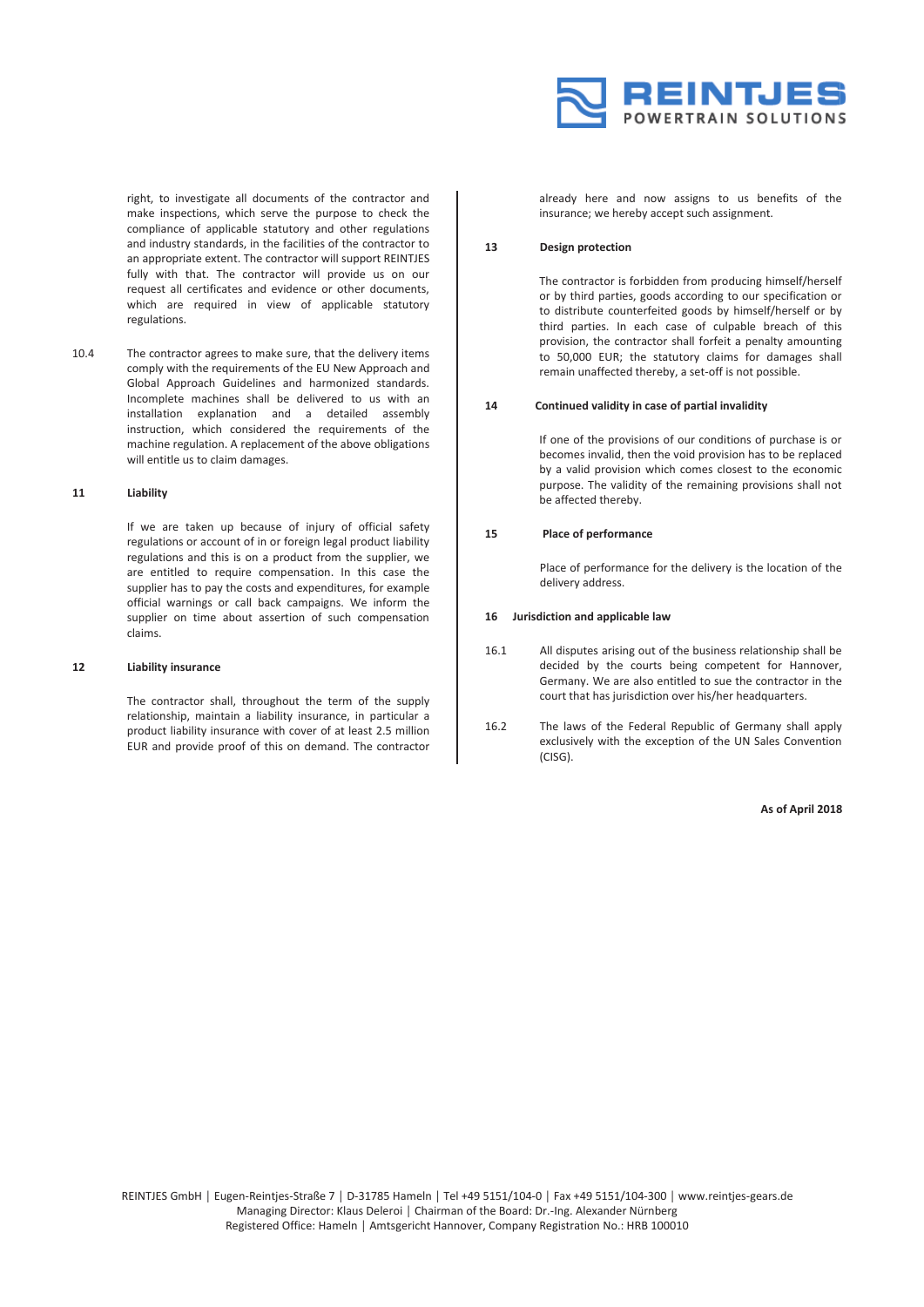right, to investigate all documents of the contractor and make inspections, which serve the purpose to check the compliance of applicable statutory and other regulations and industry standards, in the facilities of the contractor to an appropriate extent. The contractor will support REINTJES fully with that. The contractor will provide us on our request all certificates and evidence or other documents, which are required in view of applicable statutory regulations.

10.4 The contractor agrees to make sure, that the delivery items comply with the requirements of the EU New Approach and Global Approach Guidelines and harmonized standards. Incomplete machines shall be delivered to us with an installation explanation and a detailed assembly instruction, which considered the requirements of the machine regulation. A replacement of the above obligations will entitle us to claim damages.

## 11 Liability

If we are taken up because of injury of official safety regulations or account of in or foreign legal product liability regulations and this is on a product from the supplier, we are entitled to require compensation. In this case the supplier has to pay the costs and expenditures, for example official warnings or call back campaigns. We inform the supplier on time about assertion of such compensation claims.

## 12 Liability insurance

The contractor shall, throughout the term of the supply relationship, maintain a liability insurance, in particular a product liability insurance with cover of at least 2.5 million EUR and provide proof of this on demand. The contractor already here and now assigns to us benefits of the insurance; we hereby accept such assignment.

## 13 Design protection

The contractor is forbidden from producing himself/herself or by third parties, goods according to our specification or to distribute counterfeited goods by himself/herself or by third parties. In each case of culpable breach of this provision, the contractor shall forfeit a penalty amounting to 50,000 EUR; the statutory claims for damages shall remain unaffected thereby, a set-off is not possible.

## 14 Continued validity in case of partial invalidity

If one of the provisions of our conditions of purchase is or becomes invalid, then the void provision has to be replaced by a valid provision which comes closest to the economic purpose. The validity of the remaining provisions shall not be affected thereby.

## 15 Place of performance

Place of performance for the delivery is the location of the delivery address.

## 16 Jurisdiction and applicable law

16.1 All disputes arising out of the business relationship shall be decided by the courts being competent for Hannover, Germany. We are also entitled to sue the contractor in the court that has jurisdiction over his/her headquarters.

16.2 The laws of the Federal Republic of Germany shall apply exclusively with the exception of the UN Sales Convention (CISG).

**As of April 2018**